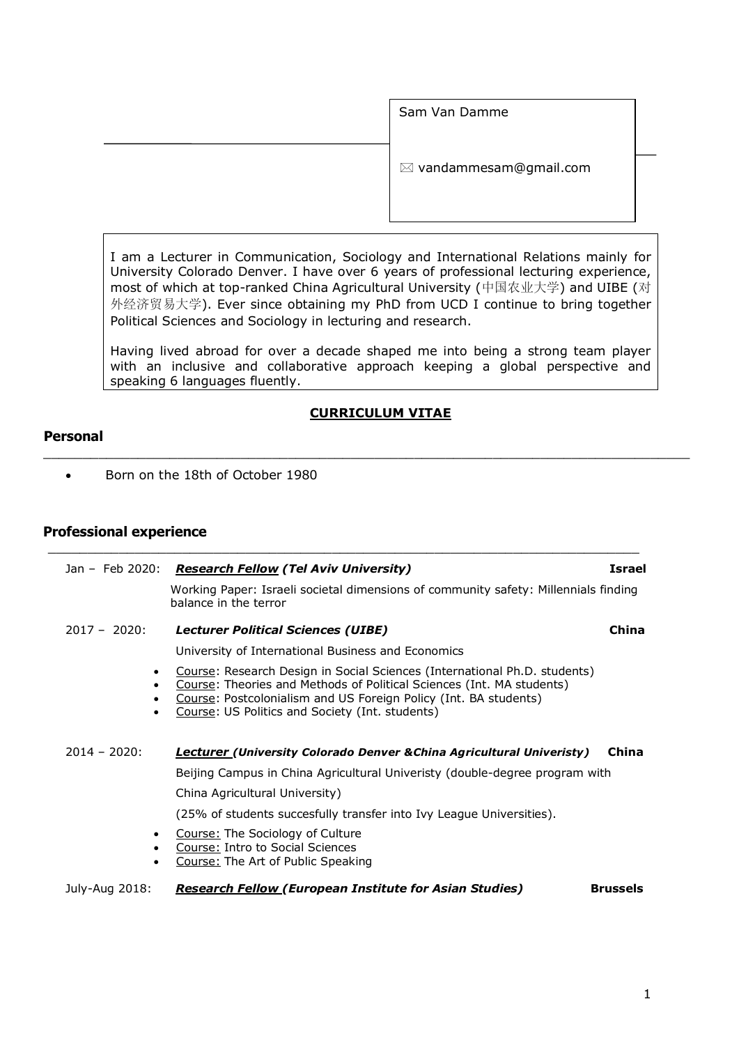Sam Van Damme

✉ vandammesam@gmail.com

I am a Lecturer in Communication, Sociology and International Relations mainly for University Colorado Denver. I have over 6 years of professional lecturing experience, most of which at top-ranked China Agricultural University (中国农业大学) and UIBE (对外经济贸易大学). Ever since obtaining my PhD from UCD I continue to bring together Political Sciences and Sociology in lecturing and research.

Having lived abroad for over a decade shaped me into being a strong team player with an inclusive and collaborative approach keeping a global perspective and speaking 6 languages fluently.

**CURRICULUM VITAE**

## Personal

- Born on the 18th of October 1980

## Professional experience

Jan – Feb 2020: ***Research Fellow (Tel Aviv University)*** **Israel**

Working Paper: Israeli societal dimensions of community safety: Millennials finding balance in the terror

2017 – 2020: ***Lecturer Political Sciences (UIBE)*** **China**

University of International Business and Economics

- Course: Research Design in Social Sciences (International Ph.D. students)
- Course: Theories and Methods of Political Sciences (Int. MA students)
- Course: Postcolonialism and US Foreign Policy (Int. BA students)
- Course: US Politics and Society (Int. students)

2014 – 2020: ***Lecturer (University Colorado Denver &China Agricultural Univeristy)*** **China**

Beijing Campus in China Agricultural Univeristy (double-degree program with China Agricultural University)

(25% of students succesfully transfer into Ivy League Universities).

- Course: The Sociology of Culture
- Course: Intro to Social Sciences
- Course: The Art of Public Speaking

July-Aug 2018: ***Research Fellow (European Institute for Asian Studies)*** **Brussels**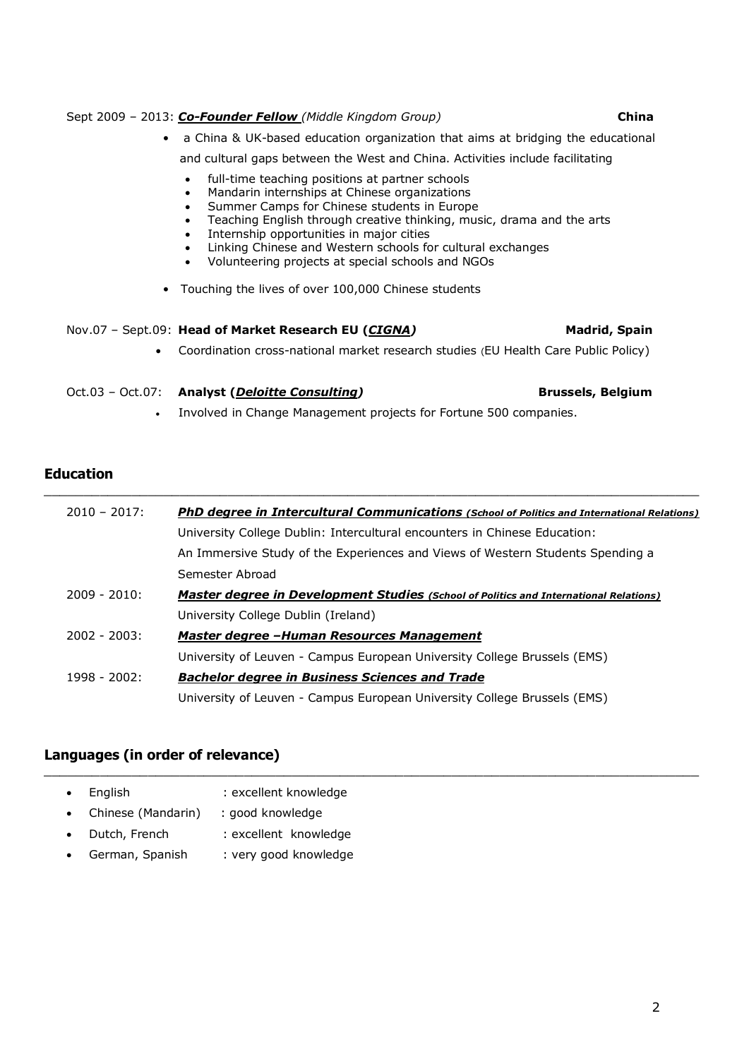Sept 2009 – 2013: ***Co-Founder Fellow*** *(Middle Kingdom Group)* **China**

- a China & UK-based education organization that aims at bridging the educational and cultural gaps between the West and China. Activities include facilitating
  - full-time teaching positions at partner schools
  - Mandarin internships at Chinese organizations
  - Summer Camps for Chinese students in Europe
  - Teaching English through creative thinking, music, drama and the arts
  - Internship opportunities in major cities
  - Linking Chinese and Western schools for cultural exchanges
  - Volunteering projects at special schools and NGOs
- Touching the lives of over 100,000 Chinese students

Nov.07 – Sept.09: **Head of Market Research EU (*CIGNA*)** **Madrid, Spain**

- Coordination cross-national market research studies (EU Health Care Public Policy)

Oct.03 – Oct.07: **Analyst (*Deloitte Consulting*)** **Brussels, Belgium**

- Involved in Change Management projects for Fortune 500 companies.

## Education

2010 – 2017: ***PhD degree in Intercultural Communications*** *(School of Politics and International Relations)*
University College Dublin: Intercultural encounters in Chinese Education: An Immersive Study of the Experiences and Views of Western Students Spending a Semester Abroad

2009 - 2010: ***Master degree in Development Studies*** *(School of Politics and International Relations)*
University College Dublin (Ireland)

2002 - 2003: ***Master degree –Human Resources Management***
University of Leuven - Campus European University College Brussels (EMS)

1998 - 2002: ***Bachelor degree in Business Sciences and Trade***
University of Leuven - Campus European University College Brussels (EMS)

## Languages (in order of relevance)

- English : excellent knowledge
- Chinese (Mandarin) : good knowledge
- Dutch, French : excellent knowledge
- German, Spanish : very good knowledge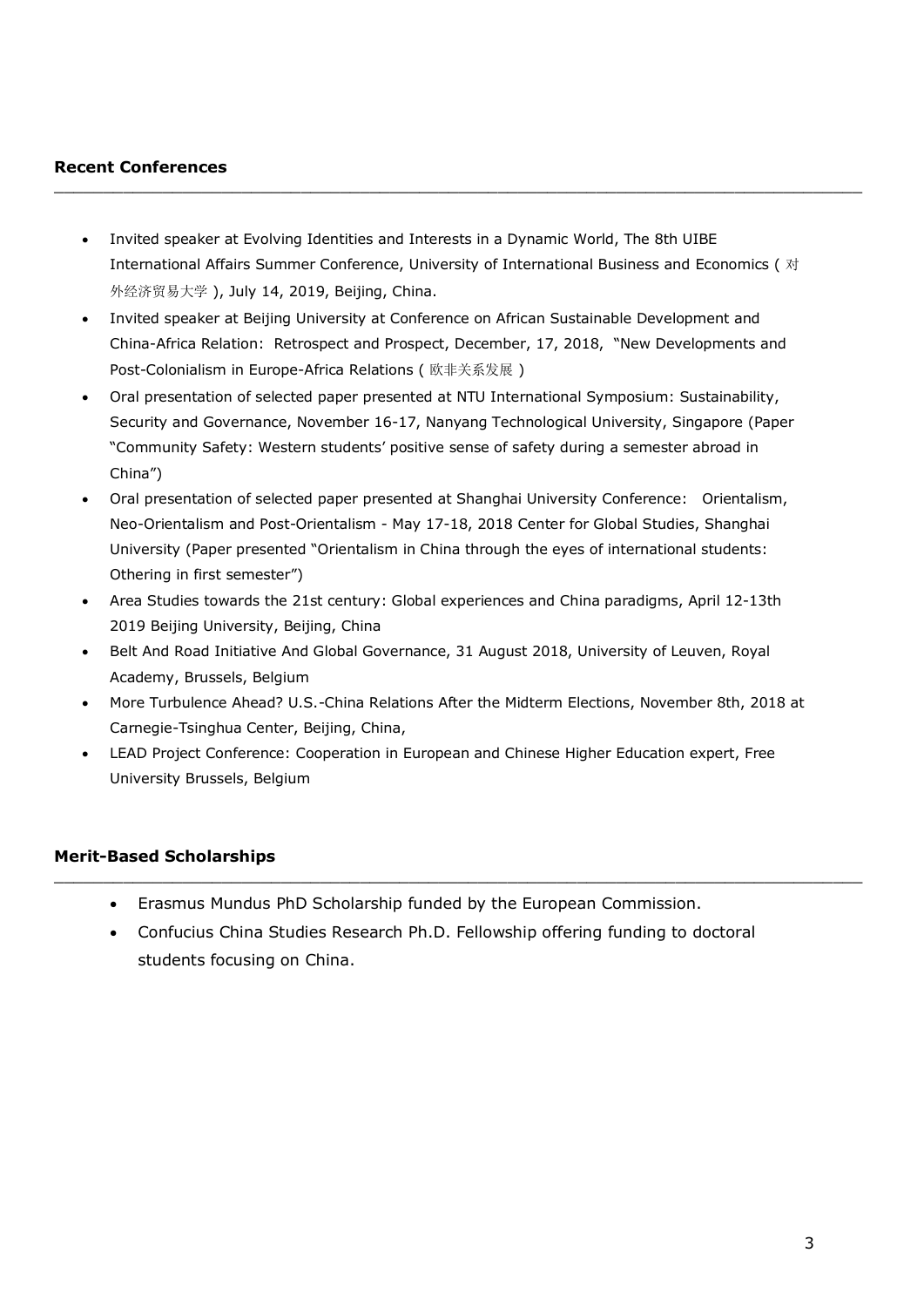## Recent Conferences

- Invited speaker at Evolving Identities and Interests in a Dynamic World, The 8th UIBE International Affairs Summer Conference, University of International Business and Economics ( 对外经济贸易大学 ), July 14, 2019, Beijing, China.
- Invited speaker at Beijing University at Conference on African Sustainable Development and China-Africa Relation: Retrospect and Prospect, December, 17, 2018, "New Developments and Post-Colonialism in Europe-Africa Relations ( 欧非关系发展 )
- Oral presentation of selected paper presented at NTU International Symposium: Sustainability, Security and Governance, November 16-17, Nanyang Technological University, Singapore (Paper "Community Safety: Western students' positive sense of safety during a semester abroad in China")
- Oral presentation of selected paper presented at Shanghai University Conference: Orientalism, Neo-Orientalism and Post-Orientalism - May 17-18, 2018 Center for Global Studies, Shanghai University (Paper presented "Orientalism in China through the eyes of international students: Othering in first semester")
- Area Studies towards the 21st century: Global experiences and China paradigms, April 12-13th 2019 Beijing University, Beijing, China
- Belt And Road Initiative And Global Governance, 31 August 2018, University of Leuven, Royal Academy, Brussels, Belgium
- More Turbulence Ahead? U.S.-China Relations After the Midterm Elections, November 8th, 2018 at Carnegie-Tsinghua Center, Beijing, China,
- LEAD Project Conference: Cooperation in European and Chinese Higher Education expert, Free University Brussels, Belgium

## Merit-Based Scholarships

- Erasmus Mundus PhD Scholarship funded by the European Commission.
- Confucius China Studies Research Ph.D. Fellowship offering funding to doctoral students focusing on China.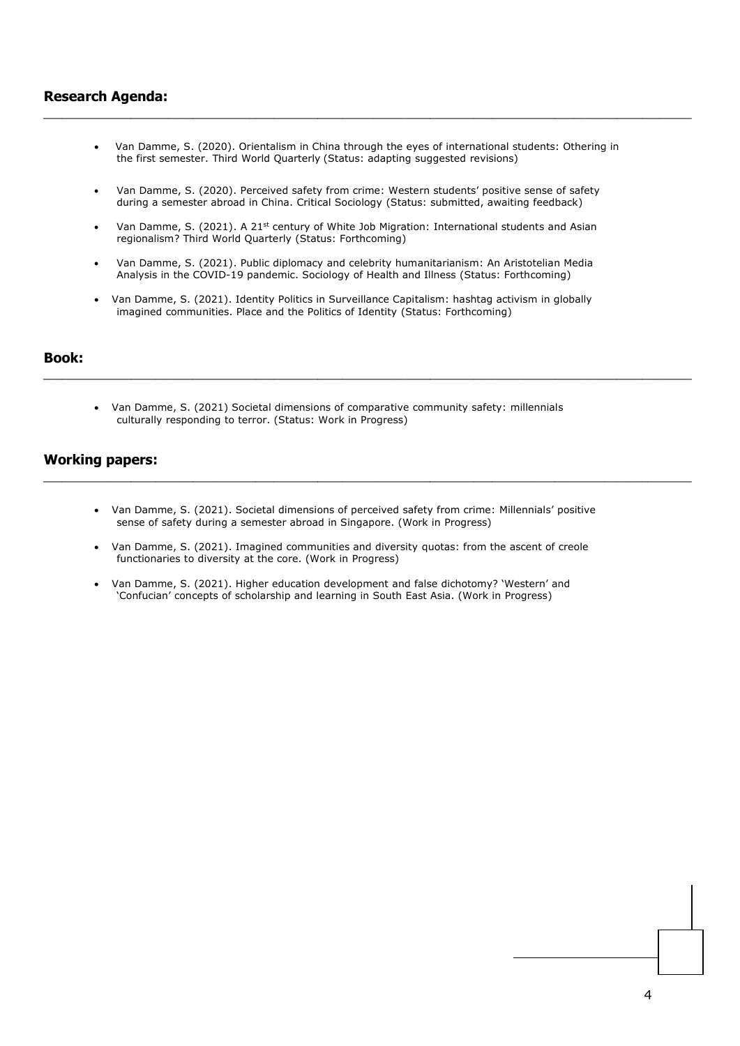## Research Agenda:

- Van Damme, S. (2020). Orientalism in China through the eyes of international students: Othering in the first semester. Third World Quarterly (Status: adapting suggested revisions)
- Van Damme, S. (2020). Perceived safety from crime: Western students' positive sense of safety during a semester abroad in China. Critical Sociology (Status: submitted, awaiting feedback)
- Van Damme, S. (2021). A 21st century of White Job Migration: International students and Asian regionalism? Third World Quarterly (Status: Forthcoming)
- Van Damme, S. (2021). Public diplomacy and celebrity humanitarianism: An Aristotelian Media Analysis in the COVID-19 pandemic. Sociology of Health and Illness (Status: Forthcoming)
- Van Damme, S. (2021). Identity Politics in Surveillance Capitalism: hashtag activism in globally imagined communities. Place and the Politics of Identity (Status: Forthcoming)

## Book:

- Van Damme, S. (2021) Societal dimensions of comparative community safety: millennials culturally responding to terror. (Status: Work in Progress)

## Working papers:

- Van Damme, S. (2021). Societal dimensions of perceived safety from crime: Millennials' positive sense of safety during a semester abroad in Singapore. (Work in Progress)
- Van Damme, S. (2021). Imagined communities and diversity quotas: from the ascent of creole functionaries to diversity at the core. (Work in Progress)
- Van Damme, S. (2021). Higher education development and false dichotomy? 'Western' and 'Confucian' concepts of scholarship and learning in South East Asia. (Work in Progress)